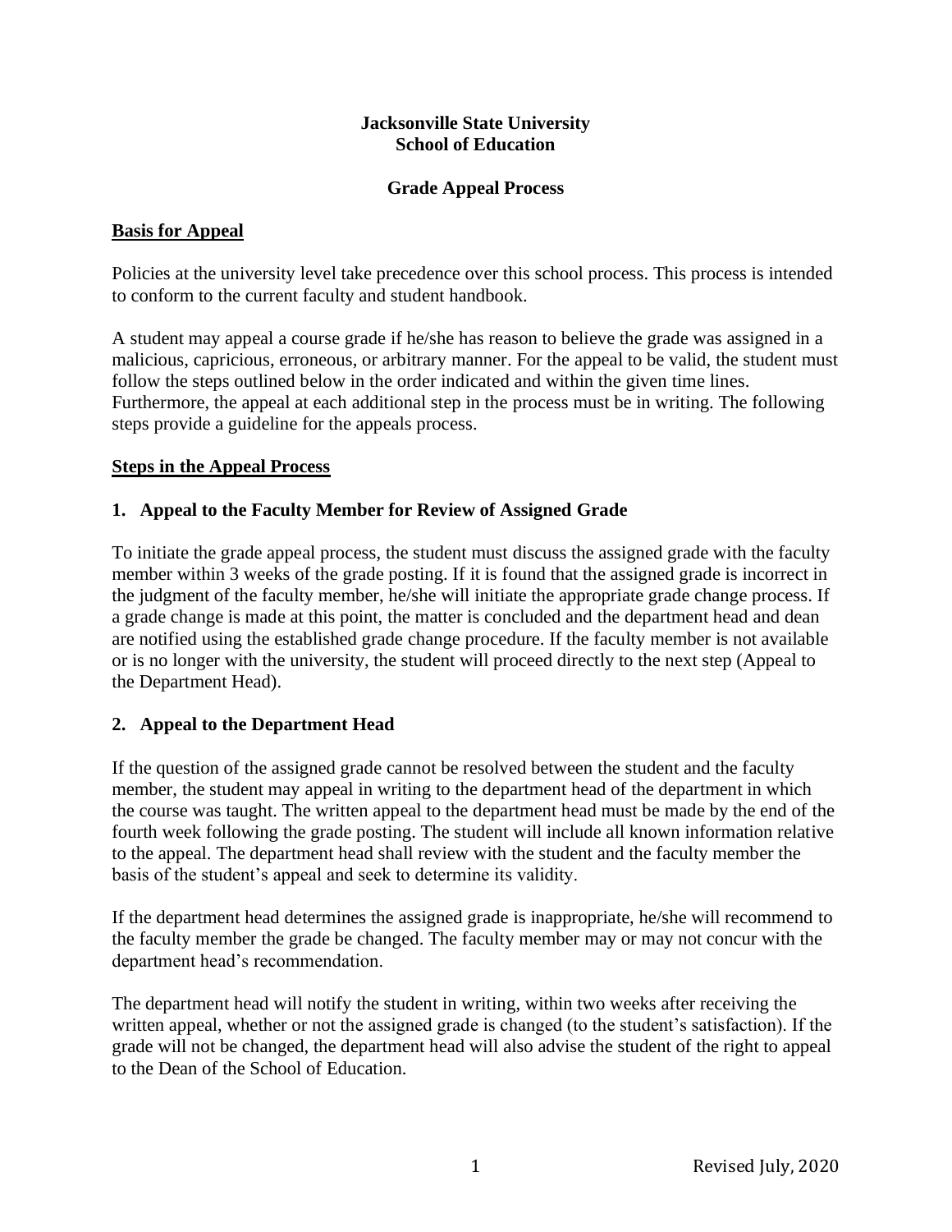# Jacksonville State University
# School of Education

## Grade Appeal Process

### Basis for Appeal

Policies at the university level take precedence over this school process. This process is intended to conform to the current faculty and student handbook.

A student may appeal a course grade if he/she has reason to believe the grade was assigned in a malicious, capricious, erroneous, or arbitrary manner. For the appeal to be valid, the student must follow the steps outlined below in the order indicated and within the given time lines. Furthermore, the appeal at each additional step in the process must be in writing. The following steps provide a guideline for the appeals process.

### Steps in the Appeal Process

#### 1. Appeal to the Faculty Member for Review of Assigned Grade

To initiate the grade appeal process, the student must discuss the assigned grade with the faculty member within 3 weeks of the grade posting. If it is found that the assigned grade is incorrect in the judgment of the faculty member, he/she will initiate the appropriate grade change process. If a grade change is made at this point, the matter is concluded and the department head and dean are notified using the established grade change procedure. If the faculty member is not available or is no longer with the university, the student will proceed directly to the next step (Appeal to the Department Head).

#### 2. Appeal to the Department Head

If the question of the assigned grade cannot be resolved between the student and the faculty member, the student may appeal in writing to the department head of the department in which the course was taught. The written appeal to the department head must be made by the end of the fourth week following the grade posting. The student will include all known information relative to the appeal. The department head shall review with the student and the faculty member the basis of the student's appeal and seek to determine its validity.

If the department head determines the assigned grade is inappropriate, he/she will recommend to the faculty member the grade be changed. The faculty member may or may not concur with the department head's recommendation.

The department head will notify the student in writing, within two weeks after receiving the written appeal, whether or not the assigned grade is changed (to the student's satisfaction). If the grade will not be changed, the department head will also advise the student of the right to appeal to the Dean of the School of Education.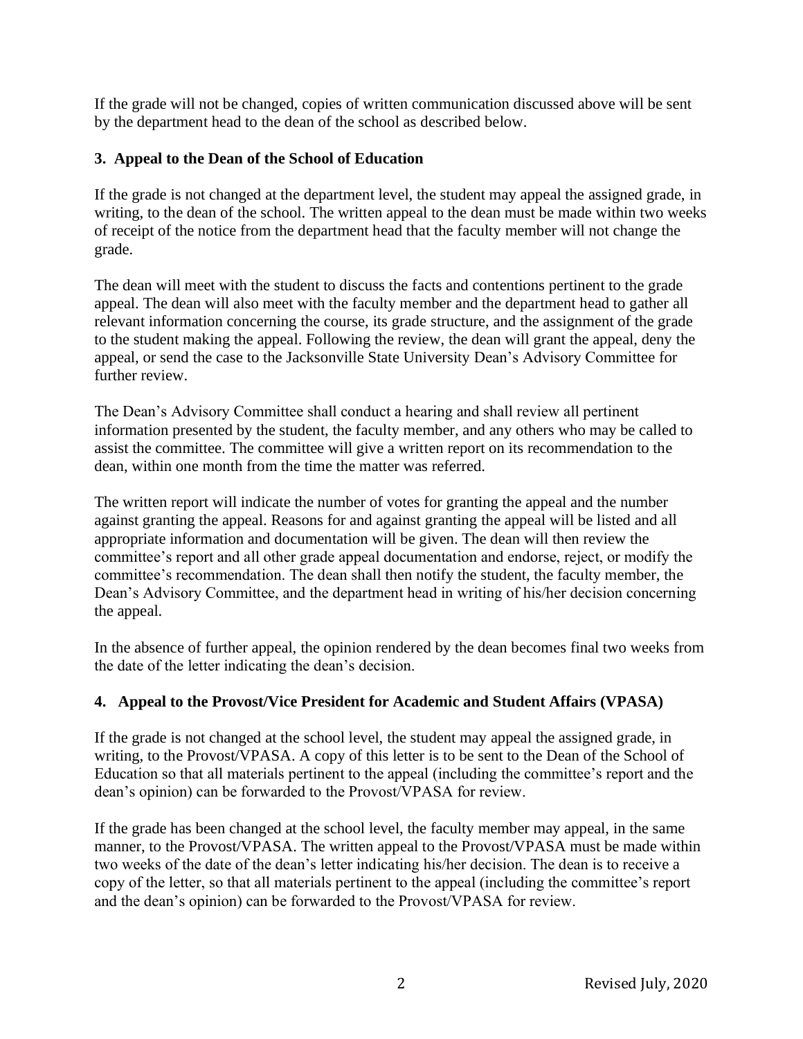If the grade will not be changed, copies of written communication discussed above will be sent by the department head to the dean of the school as described below.

### 3. Appeal to the Dean of the School of Education

If the grade is not changed at the department level, the student may appeal the assigned grade, in writing, to the dean of the school. The written appeal to the dean must be made within two weeks of receipt of the notice from the department head that the faculty member will not change the grade.

The dean will meet with the student to discuss the facts and contentions pertinent to the grade appeal. The dean will also meet with the faculty member and the department head to gather all relevant information concerning the course, its grade structure, and the assignment of the grade to the student making the appeal. Following the review, the dean will grant the appeal, deny the appeal, or send the case to the Jacksonville State University Dean's Advisory Committee for further review.

The Dean's Advisory Committee shall conduct a hearing and shall review all pertinent information presented by the student, the faculty member, and any others who may be called to assist the committee. The committee will give a written report on its recommendation to the dean, within one month from the time the matter was referred.

The written report will indicate the number of votes for granting the appeal and the number against granting the appeal. Reasons for and against granting the appeal will be listed and all appropriate information and documentation will be given. The dean will then review the committee's report and all other grade appeal documentation and endorse, reject, or modify the committee's recommendation. The dean shall then notify the student, the faculty member, the Dean's Advisory Committee, and the department head in writing of his/her decision concerning the appeal.

In the absence of further appeal, the opinion rendered by the dean becomes final two weeks from the date of the letter indicating the dean's decision.

### 4. Appeal to the Provost/Vice President for Academic and Student Affairs (VPASA)

If the grade is not changed at the school level, the student may appeal the assigned grade, in writing, to the Provost/VPASA. A copy of this letter is to be sent to the Dean of the School of Education so that all materials pertinent to the appeal (including the committee's report and the dean's opinion) can be forwarded to the Provost/VPASA for review.

If the grade has been changed at the school level, the faculty member may appeal, in the same manner, to the Provost/VPASA. The written appeal to the Provost/VPASA must be made within two weeks of the date of the dean's letter indicating his/her decision. The dean is to receive a copy of the letter, so that all materials pertinent to the appeal (including the committee's report and the dean's opinion) can be forwarded to the Provost/VPASA for review.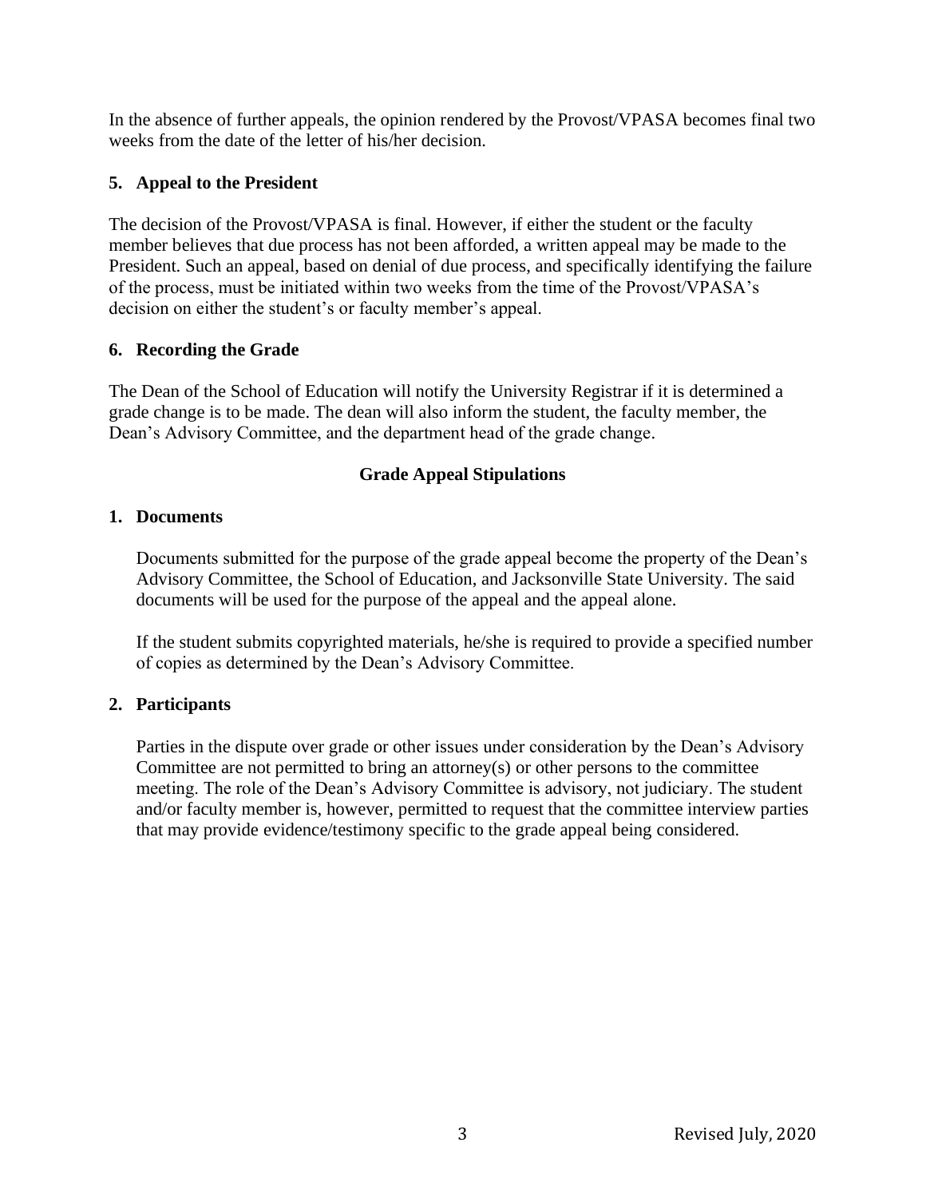In the absence of further appeals, the opinion rendered by the Provost/VPASA becomes final two weeks from the date of the letter of his/her decision.

### 5. Appeal to the President

The decision of the Provost/VPASA is final. However, if either the student or the faculty member believes that due process has not been afforded, a written appeal may be made to the President. Such an appeal, based on denial of due process, and specifically identifying the failure of the process, must be initiated within two weeks from the time of the Provost/VPASA's decision on either the student's or faculty member's appeal.

### 6. Recording the Grade

The Dean of the School of Education will notify the University Registrar if it is determined a grade change is to be made. The dean will also inform the student, the faculty member, the Dean's Advisory Committee, and the department head of the grade change.

## Grade Appeal Stipulations

### 1. Documents

Documents submitted for the purpose of the grade appeal become the property of the Dean's Advisory Committee, the School of Education, and Jacksonville State University. The said documents will be used for the purpose of the appeal and the appeal alone.

If the student submits copyrighted materials, he/she is required to provide a specified number of copies as determined by the Dean's Advisory Committee.

### 2. Participants

Parties in the dispute over grade or other issues under consideration by the Dean's Advisory Committee are not permitted to bring an attorney(s) or other persons to the committee meeting. The role of the Dean's Advisory Committee is advisory, not judiciary. The student and/or faculty member is, however, permitted to request that the committee interview parties that may provide evidence/testimony specific to the grade appeal being considered.

Revised July, 2020